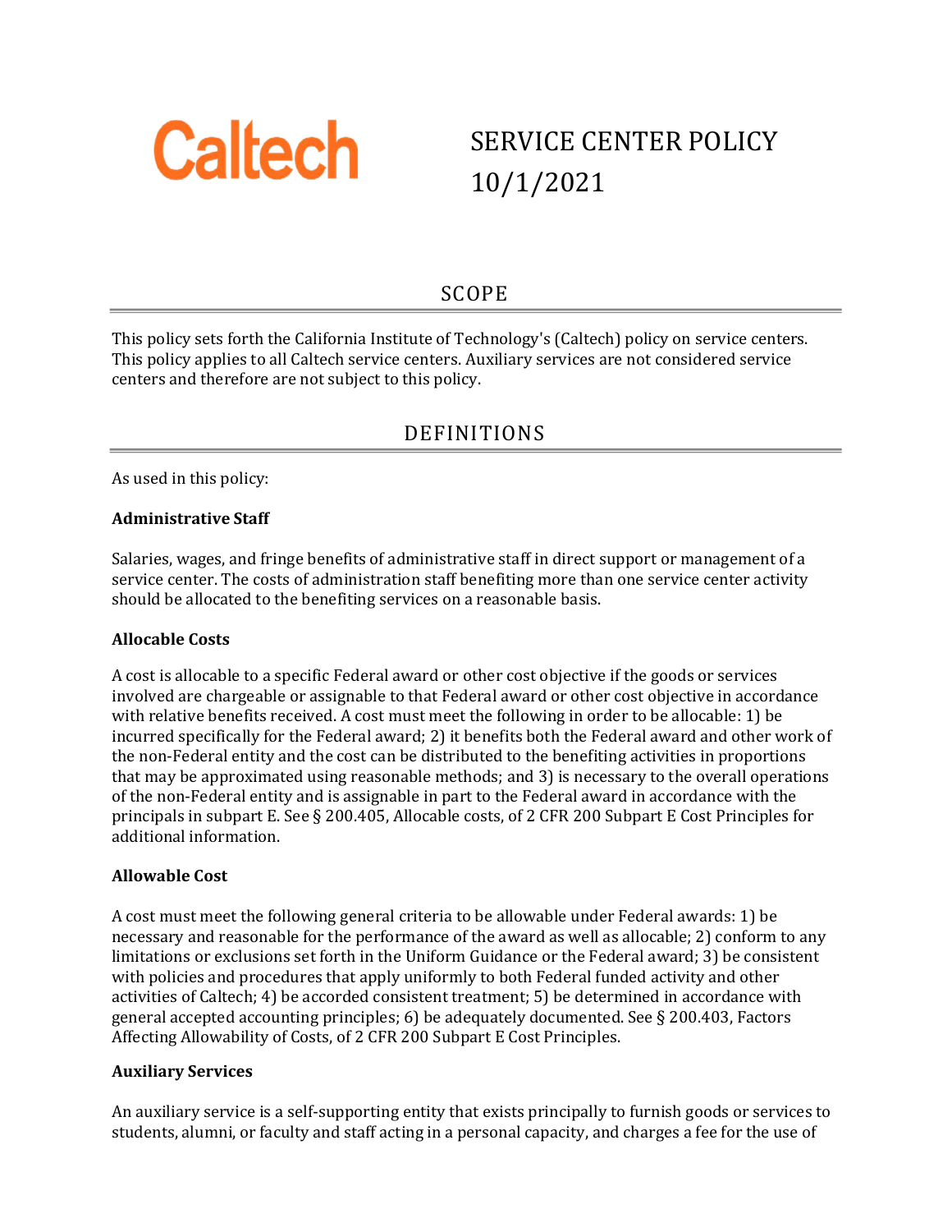Caltech

# SERVICE CENTER POLICY 10/1/2021

## SCOPE

This policy sets forth the California Institute of Technology's (Caltech) policy on service centers. This policy applies to all Caltech service centers. Auxiliary services are not considered service centers and therefore are not subject to this policy.

## DEFINITIONS

As used in this policy:

**Administrative Staff**

Salaries, wages, and fringe benefits of administrative staff in direct support or management of a service center. The costs of administration staff benefiting more than one service center activity should be allocated to the benefiting services on a reasonable basis.

**Allocable Costs**

A cost is allocable to a specific Federal award or other cost objective if the goods or services involved are chargeable or assignable to that Federal award or other cost objective in accordance with relative benefits received. A cost must meet the following in order to be allocable: 1) be incurred specifically for the Federal award; 2) it benefits both the Federal award and other work of the non-Federal entity and the cost can be distributed to the benefiting activities in proportions that may be approximated using reasonable methods; and 3) is necessary to the overall operations of the non-Federal entity and is assignable in part to the Federal award in accordance with the principals in subpart E. See § 200.405, Allocable costs, of 2 CFR 200 Subpart E Cost Principles for additional information.

**Allowable Cost**

A cost must meet the following general criteria to be allowable under Federal awards: 1) be necessary and reasonable for the performance of the award as well as allocable; 2) conform to any limitations or exclusions set forth in the Uniform Guidance or the Federal award; 3) be consistent with policies and procedures that apply uniformly to both Federal funded activity and other activities of Caltech; 4) be accorded consistent treatment; 5) be determined in accordance with general accepted accounting principles; 6) be adequately documented. See § 200.403, Factors Affecting Allowability of Costs, of 2 CFR 200 Subpart E Cost Principles.

**Auxiliary Services**

An auxiliary service is a self-supporting entity that exists principally to furnish goods or services to students, alumni, or faculty and staff acting in a personal capacity, and charges a fee for the use of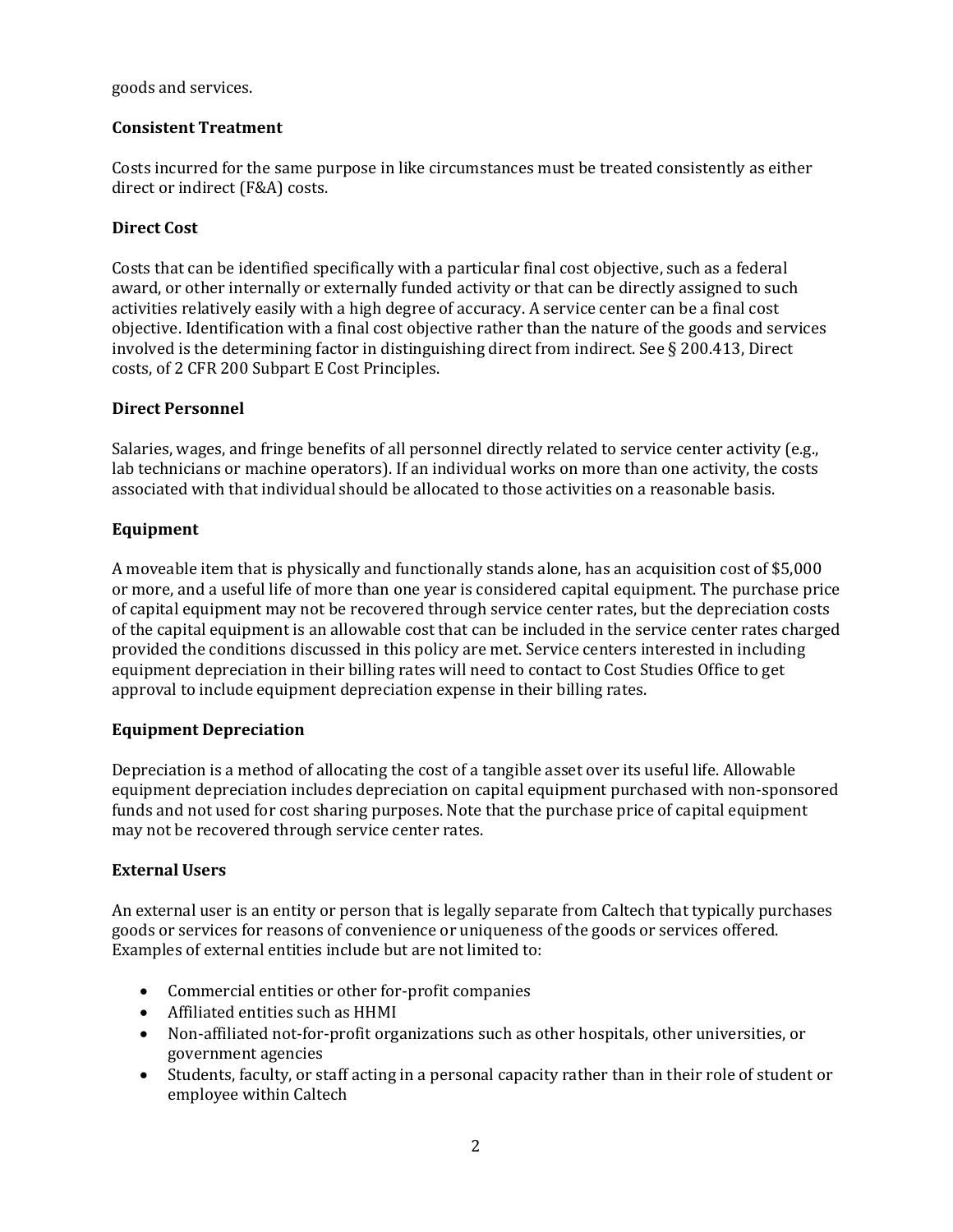goods and services.

**Consistent Treatment**

Costs incurred for the same purpose in like circumstances must be treated consistently as either direct or indirect (F&A) costs.

**Direct Cost**

Costs that can be identified specifically with a particular final cost objective, such as a federal award, or other internally or externally funded activity or that can be directly assigned to such activities relatively easily with a high degree of accuracy. A service center can be a final cost objective. Identification with a final cost objective rather than the nature of the goods and services involved is the determining factor in distinguishing direct from indirect. See § 200.413, Direct costs, of 2 CFR 200 Subpart E Cost Principles.

**Direct Personnel**

Salaries, wages, and fringe benefits of all personnel directly related to service center activity (e.g., lab technicians or machine operators). If an individual works on more than one activity, the costs associated with that individual should be allocated to those activities on a reasonable basis.

**Equipment**

A moveable item that is physically and functionally stands alone, has an acquisition cost of $5,000 or more, and a useful life of more than one year is considered capital equipment. The purchase price of capital equipment may not be recovered through service center rates, but the depreciation costs of the capital equipment is an allowable cost that can be included in the service center rates charged provided the conditions discussed in this policy are met. Service centers interested in including equipment depreciation in their billing rates will need to contact to Cost Studies Office to get approval to include equipment depreciation expense in their billing rates.

**Equipment Depreciation**

Depreciation is a method of allocating the cost of a tangible asset over its useful life. Allowable equipment depreciation includes depreciation on capital equipment purchased with non-sponsored funds and not used for cost sharing purposes. Note that the purchase price of capital equipment may not be recovered through service center rates.

**External Users**

An external user is an entity or person that is legally separate from Caltech that typically purchases goods or services for reasons of convenience or uniqueness of the goods or services offered. Examples of external entities include but are not limited to:

- Commercial entities or other for-profit companies
- Affiliated entities such as HHMI
- Non-affiliated not-for-profit organizations such as other hospitals, other universities, or government agencies
- Students, faculty, or staff acting in a personal capacity rather than in their role of student or employee within Caltech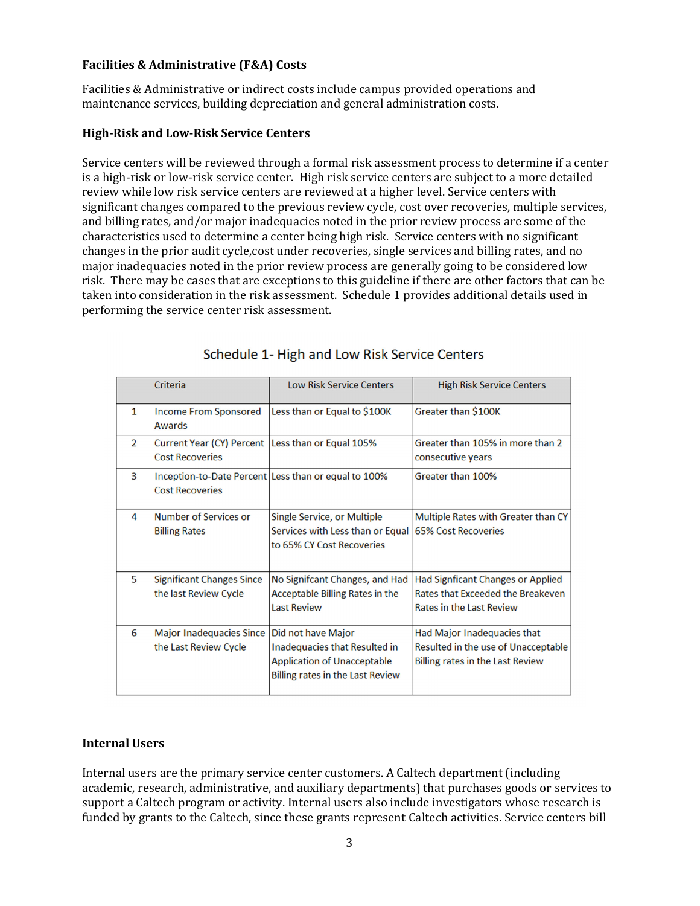**Facilities & Administrative (F&A) Costs**

Facilities & Administrative or indirect costs include campus provided operations and maintenance services, building depreciation and general administration costs.

**High-Risk and Low-Risk Service Centers**

Service centers will be reviewed through a formal risk assessment process to determine if a center is a high-risk or low-risk service center. High risk service centers are subject to a more detailed review while low risk service centers are reviewed at a higher level. Service centers with significant changes compared to the previous review cycle, cost over recoveries, multiple services, and billing rates, and/or major inadequacies noted in the prior review process are some of the characteristics used to determine a center being high risk. Service centers with no significant changes in the prior audit cycle,cost under recoveries, single services and billing rates, and no major inadequacies noted in the prior review process are generally going to be considered low risk. There may be cases that are exceptions to this guideline if there are other factors that can be taken into consideration in the risk assessment. Schedule 1 provides additional details used in performing the service center risk assessment.

Schedule 1- High and Low Risk Service Centers

| | Criteria | Low Risk Service Centers | High Risk Service Centers |
|---|---|---|---|
| 1 | Income From Sponsored Awards | Less than or Equal to $100K | Greater than $100K |
| 2 | Current Year (CY) Percent Cost Recoveries | Less than or Equal 105% | Greater than 105% in more than 2 consecutive years |
| 3 | Inception-to-Date Percent Cost Recoveries | Less than or equal to 100% | Greater than 100% |
| 4 | Number of Services or Billing Rates | Single Service, or Multiple Services with Less than or Equal to 65% CY Cost Recoveries | Multiple Rates with Greater than CY 65% Cost Recoveries |
| 5 | Significant Changes Since the last Review Cycle | No Signifcant Changes, and Had Acceptable Billing Rates in the Last Review | Had Signficant Changes or Applied Rates that Exceeded the Breakeven Rates in the Last Review |
| 6 | Major Inadequacies Since the Last Review Cycle | Did not have Major Inadequacies that Resulted in Application of Unacceptable Billing rates in the Last Review | Had Major Inadequacies that Resulted in the use of Unacceptable Billing rates in the Last Review |

**Internal Users**

Internal users are the primary service center customers. A Caltech department (including academic, research, administrative, and auxiliary departments) that purchases goods or services to support a Caltech program or activity. Internal users also include investigators whose research is funded by grants to the Caltech, since these grants represent Caltech activities. Service centers bill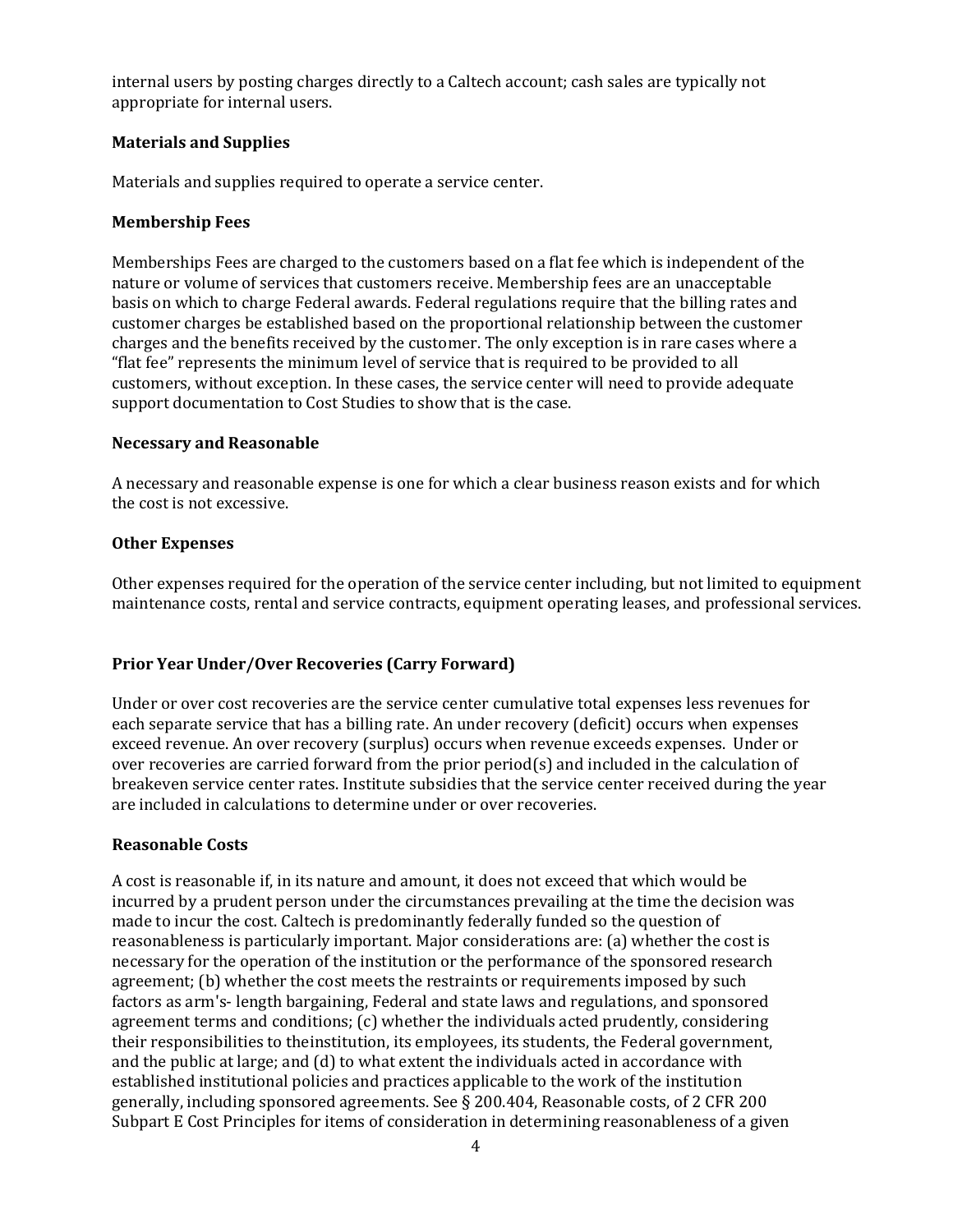internal users by posting charges directly to a Caltech account; cash sales are typically not appropriate for internal users.

**Materials and Supplies**

Materials and supplies required to operate a service center.

**Membership Fees**

Memberships Fees are charged to the customers based on a flat fee which is independent of the nature or volume of services that customers receive. Membership fees are an unacceptable basis on which to charge Federal awards. Federal regulations require that the billing rates and customer charges be established based on the proportional relationship between the customer charges and the benefits received by the customer. The only exception is in rare cases where a "flat fee" represents the minimum level of service that is required to be provided to all customers, without exception. In these cases, the service center will need to provide adequate support documentation to Cost Studies to show that is the case.

**Necessary and Reasonable**

A necessary and reasonable expense is one for which a clear business reason exists and for which the cost is not excessive.

**Other Expenses**

Other expenses required for the operation of the service center including, but not limited to equipment maintenance costs, rental and service contracts, equipment operating leases, and professional services.

**Prior Year Under/Over Recoveries (Carry Forward)**

Under or over cost recoveries are the service center cumulative total expenses less revenues for each separate service that has a billing rate. An under recovery (deficit) occurs when expenses exceed revenue. An over recovery (surplus) occurs when revenue exceeds expenses. Under or over recoveries are carried forward from the prior period(s) and included in the calculation of breakeven service center rates. Institute subsidies that the service center received during the year are included in calculations to determine under or over recoveries.

**Reasonable Costs**

A cost is reasonable if, in its nature and amount, it does not exceed that which would be incurred by a prudent person under the circumstances prevailing at the time the decision was made to incur the cost. Caltech is predominantly federally funded so the question of reasonableness is particularly important. Major considerations are: (a) whether the cost is necessary for the operation of the institution or the performance of the sponsored research agreement; (b) whether the cost meets the restraints or requirements imposed by such factors as arm's- length bargaining, Federal and state laws and regulations, and sponsored agreement terms and conditions; (c) whether the individuals acted prudently, considering their responsibilities to theinstitution, its employees, its students, the Federal government, and the public at large; and (d) to what extent the individuals acted in accordance with established institutional policies and practices applicable to the work of the institution generally, including sponsored agreements. See § 200.404, Reasonable costs, of 2 CFR 200 Subpart E Cost Principles for items of consideration in determining reasonableness of a given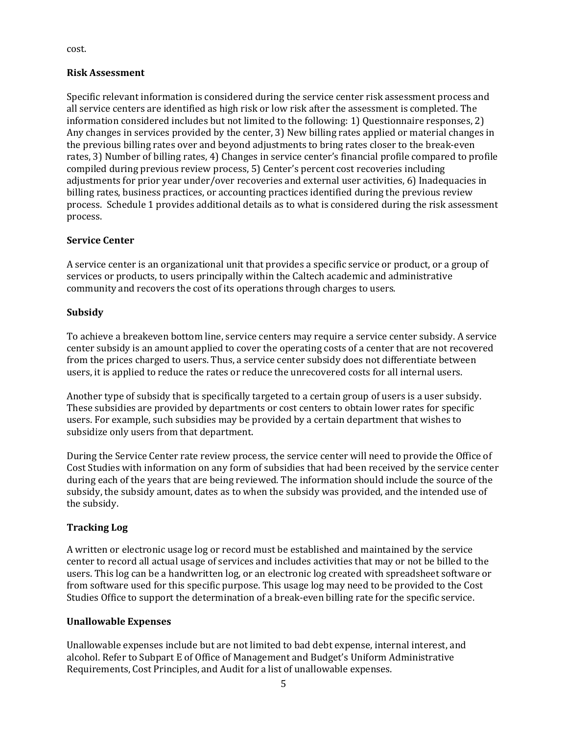cost.

**Risk Assessment**

Specific relevant information is considered during the service center risk assessment process and all service centers are identified as high risk or low risk after the assessment is completed. The information considered includes but not limited to the following: 1) Questionnaire responses, 2) Any changes in services provided by the center, 3) New billing rates applied or material changes in the previous billing rates over and beyond adjustments to bring rates closer to the break-even rates, 3) Number of billing rates, 4) Changes in service center's financial profile compared to profile compiled during previous review process, 5) Center's percent cost recoveries including adjustments for prior year under/over recoveries and external user activities, 6) Inadequacies in billing rates, business practices, or accounting practices identified during the previous review process. Schedule 1 provides additional details as to what is considered during the risk assessment process.

**Service Center**

A service center is an organizational unit that provides a specific service or product, or a group of services or products, to users principally within the Caltech academic and administrative community and recovers the cost of its operations through charges to users.

**Subsidy**

To achieve a breakeven bottom line, service centers may require a service center subsidy. A service center subsidy is an amount applied to cover the operating costs of a center that are not recovered from the prices charged to users. Thus, a service center subsidy does not differentiate between users, it is applied to reduce the rates or reduce the unrecovered costs for all internal users.

Another type of subsidy that is specifically targeted to a certain group of users is a user subsidy. These subsidies are provided by departments or cost centers to obtain lower rates for specific users. For example, such subsidies may be provided by a certain department that wishes to subsidize only users from that department.

During the Service Center rate review process, the service center will need to provide the Office of Cost Studies with information on any form of subsidies that had been received by the service center during each of the years that are being reviewed. The information should include the source of the subsidy, the subsidy amount, dates as to when the subsidy was provided, and the intended use of the subsidy.

**Tracking Log**

A written or electronic usage log or record must be established and maintained by the service center to record all actual usage of services and includes activities that may or not be billed to the users. This log can be a handwritten log, or an electronic log created with spreadsheet software or from software used for this specific purpose. This usage log may need to be provided to the Cost Studies Office to support the determination of a break-even billing rate for the specific service.

**Unallowable Expenses**

Unallowable expenses include but are not limited to bad debt expense, internal interest, and alcohol. Refer to Subpart E of Office of Management and Budget's Uniform Administrative Requirements, Cost Principles, and Audit for a list of unallowable expenses.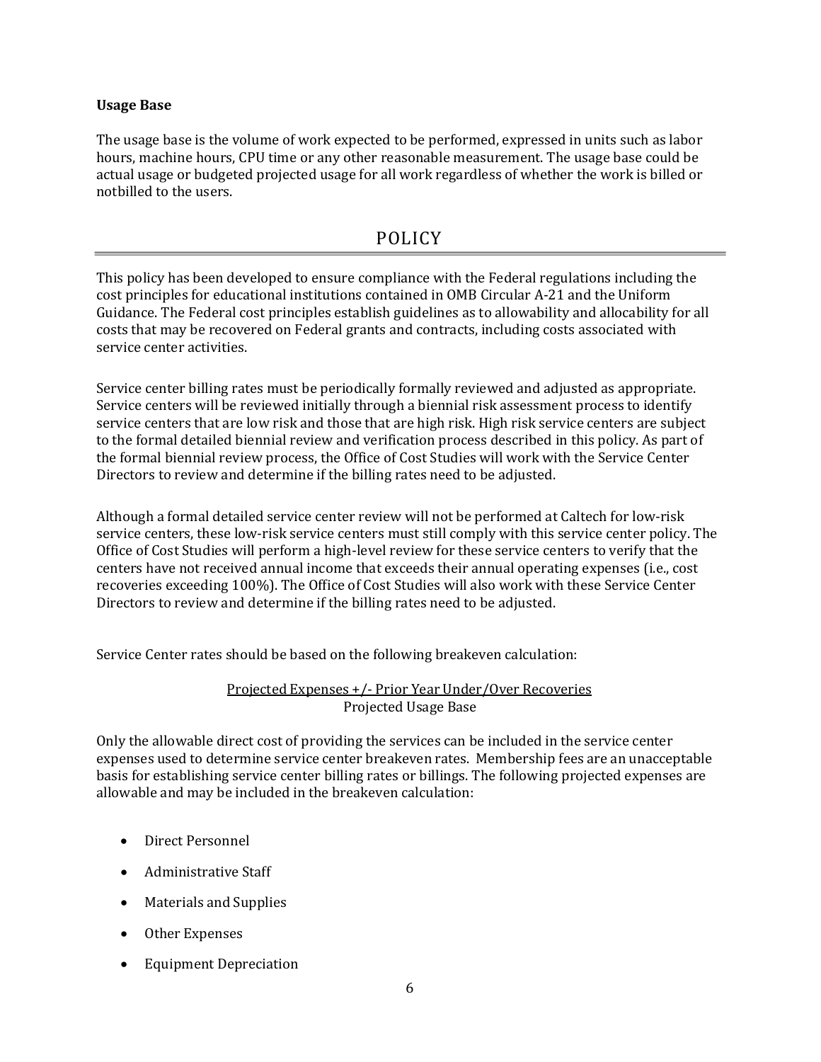**Usage Base**

The usage base is the volume of work expected to be performed, expressed in units such as labor hours, machine hours, CPU time or any other reasonable measurement. The usage base could be actual usage or budgeted projected usage for all work regardless of whether the work is billed or notbilled to the users.

## POLICY

This policy has been developed to ensure compliance with the Federal regulations including the cost principles for educational institutions contained in OMB Circular A-21 and the Uniform Guidance. The Federal cost principles establish guidelines as to allowability and allocability for all costs that may be recovered on Federal grants and contracts, including costs associated with service center activities.

Service center billing rates must be periodically formally reviewed and adjusted as appropriate. Service centers will be reviewed initially through a biennial risk assessment process to identify service centers that are low risk and those that are high risk. High risk service centers are subject to the formal detailed biennial review and verification process described in this policy. As part of the formal biennial review process, the Office of Cost Studies will work with the Service Center Directors to review and determine if the billing rates need to be adjusted.

Although a formal detailed service center review will not be performed at Caltech for low-risk service centers, these low-risk service centers must still comply with this service center policy. The Office of Cost Studies will perform a high-level review for these service centers to verify that the centers have not received annual income that exceeds their annual operating expenses (i.e., cost recoveries exceeding 100%). The Office of Cost Studies will also work with these Service Center Directors to review and determine if the billing rates need to be adjusted.

Service Center rates should be based on the following breakeven calculation:

$$\frac{\text{Projected Expenses +/- Prior Year Under/Over Recoveries}}{\text{Projected Usage Base}}$$

Only the allowable direct cost of providing the services can be included in the service center expenses used to determine service center breakeven rates. Membership fees are an unacceptable basis for establishing service center billing rates or billings. The following projected expenses are allowable and may be included in the breakeven calculation:

- Direct Personnel
- Administrative Staff
- Materials and Supplies
- Other Expenses
- Equipment Depreciation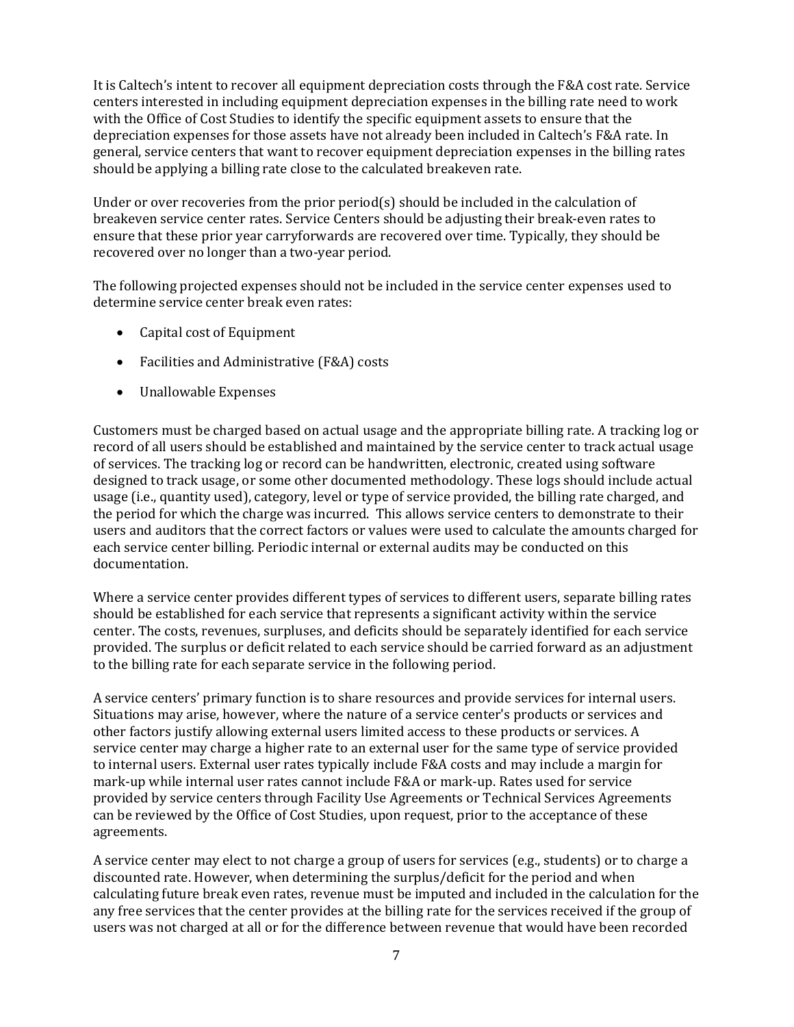It is Caltech's intent to recover all equipment depreciation costs through the F&A cost rate. Service centers interested in including equipment depreciation expenses in the billing rate need to work with the Office of Cost Studies to identify the specific equipment assets to ensure that the depreciation expenses for those assets have not already been included in Caltech's F&A rate. In general, service centers that want to recover equipment depreciation expenses in the billing rates should be applying a billing rate close to the calculated breakeven rate.

Under or over recoveries from the prior period(s) should be included in the calculation of breakeven service center rates. Service Centers should be adjusting their break-even rates to ensure that these prior year carryforwards are recovered over time. Typically, they should be recovered over no longer than a two-year period.

The following projected expenses should not be included in the service center expenses used to determine service center break even rates:

- Capital cost of Equipment
- Facilities and Administrative (F&A) costs
- Unallowable Expenses

Customers must be charged based on actual usage and the appropriate billing rate. A tracking log or record of all users should be established and maintained by the service center to track actual usage of services. The tracking log or record can be handwritten, electronic, created using software designed to track usage, or some other documented methodology. These logs should include actual usage (i.e., quantity used), category, level or type of service provided, the billing rate charged, and the period for which the charge was incurred. This allows service centers to demonstrate to their users and auditors that the correct factors or values were used to calculate the amounts charged for each service center billing. Periodic internal or external audits may be conducted on this documentation.

Where a service center provides different types of services to different users, separate billing rates should be established for each service that represents a significant activity within the service center. The costs, revenues, surpluses, and deficits should be separately identified for each service provided. The surplus or deficit related to each service should be carried forward as an adjustment to the billing rate for each separate service in the following period.

A service centers' primary function is to share resources and provide services for internal users. Situations may arise, however, where the nature of a service center's products or services and other factors justify allowing external users limited access to these products or services. A service center may charge a higher rate to an external user for the same type of service provided to internal users. External user rates typically include F&A costs and may include a margin for mark-up while internal user rates cannot include F&A or mark-up. Rates used for service provided by service centers through Facility Use Agreements or Technical Services Agreements can be reviewed by the Office of Cost Studies, upon request, prior to the acceptance of these agreements.

A service center may elect to not charge a group of users for services (e.g., students) or to charge a discounted rate. However, when determining the surplus/deficit for the period and when calculating future break even rates, revenue must be imputed and included in the calculation for the any free services that the center provides at the billing rate for the services received if the group of users was not charged at all or for the difference between revenue that would have been recorded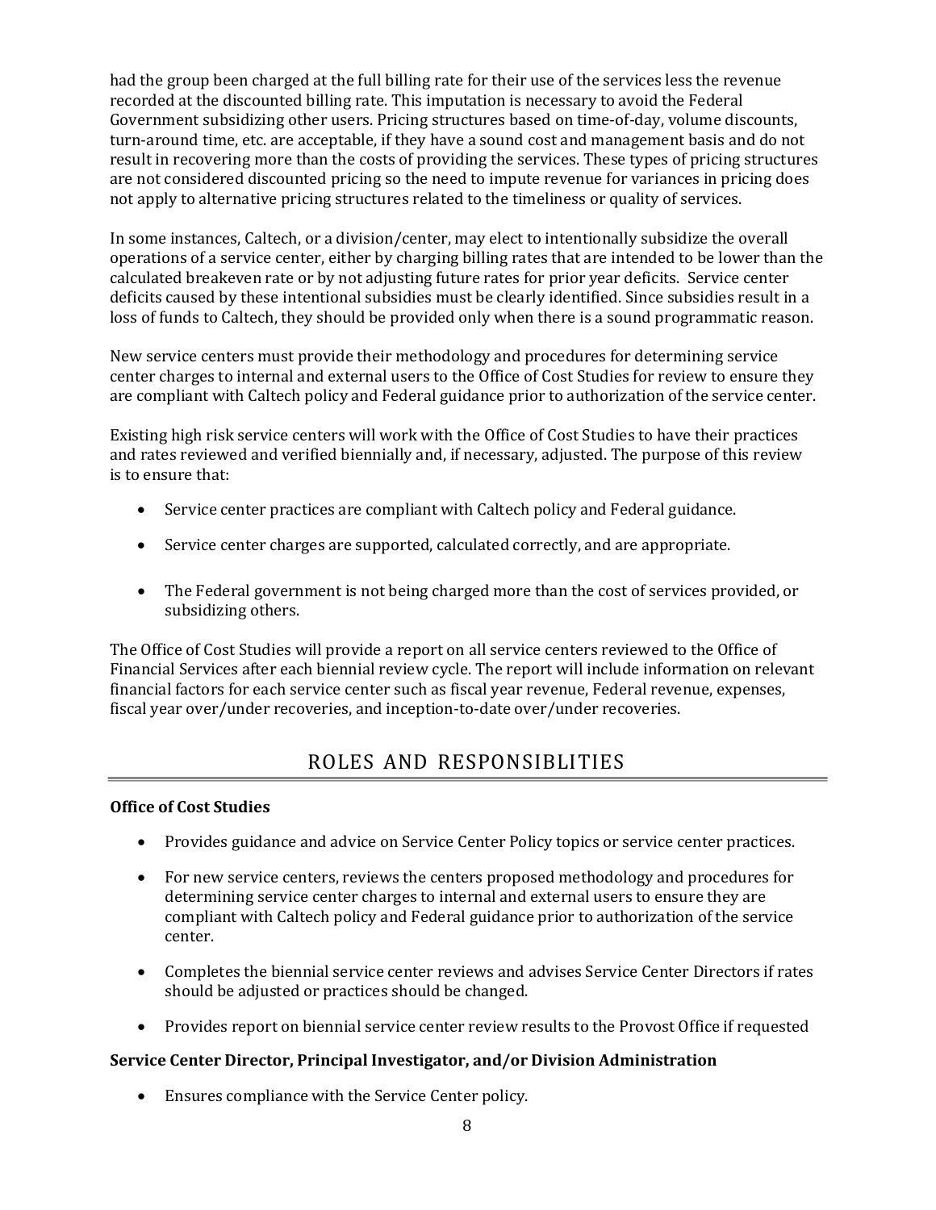had the group been charged at the full billing rate for their use of the services less the revenue recorded at the discounted billing rate. This imputation is necessary to avoid the Federal Government subsidizing other users. Pricing structures based on time-of-day, volume discounts, turn-around time, etc. are acceptable, if they have a sound cost and management basis and do not result in recovering more than the costs of providing the services. These types of pricing structures are not considered discounted pricing so the need to impute revenue for variances in pricing does not apply to alternative pricing structures related to the timeliness or quality of services.

In some instances, Caltech, or a division/center, may elect to intentionally subsidize the overall operations of a service center, either by charging billing rates that are intended to be lower than the calculated breakeven rate or by not adjusting future rates for prior year deficits. Service center deficits caused by these intentional subsidies must be clearly identified. Since subsidies result in a loss of funds to Caltech, they should be provided only when there is a sound programmatic reason.

New service centers must provide their methodology and procedures for determining service center charges to internal and external users to the Office of Cost Studies for review to ensure they are compliant with Caltech policy and Federal guidance prior to authorization of the service center.

Existing high risk service centers will work with the Office of Cost Studies to have their practices and rates reviewed and verified biennially and, if necessary, adjusted. The purpose of this review is to ensure that:

- Service center practices are compliant with Caltech policy and Federal guidance.
- Service center charges are supported, calculated correctly, and are appropriate.
- The Federal government is not being charged more than the cost of services provided, or subsidizing others.

The Office of Cost Studies will provide a report on all service centers reviewed to the Office of Financial Services after each biennial review cycle. The report will include information on relevant financial factors for each service center such as fiscal year revenue, Federal revenue, expenses, fiscal year over/under recoveries, and inception-to-date over/under recoveries.

## ROLES AND RESPONSIBLITIES

**Office of Cost Studies**

- Provides guidance and advice on Service Center Policy topics or service center practices.
- For new service centers, reviews the centers proposed methodology and procedures for determining service center charges to internal and external users to ensure they are compliant with Caltech policy and Federal guidance prior to authorization of the service center.
- Completes the biennial service center reviews and advises Service Center Directors if rates should be adjusted or practices should be changed.
- Provides report on biennial service center review results to the Provost Office if requested

**Service Center Director, Principal Investigator, and/or Division Administration**

- Ensures compliance with the Service Center policy.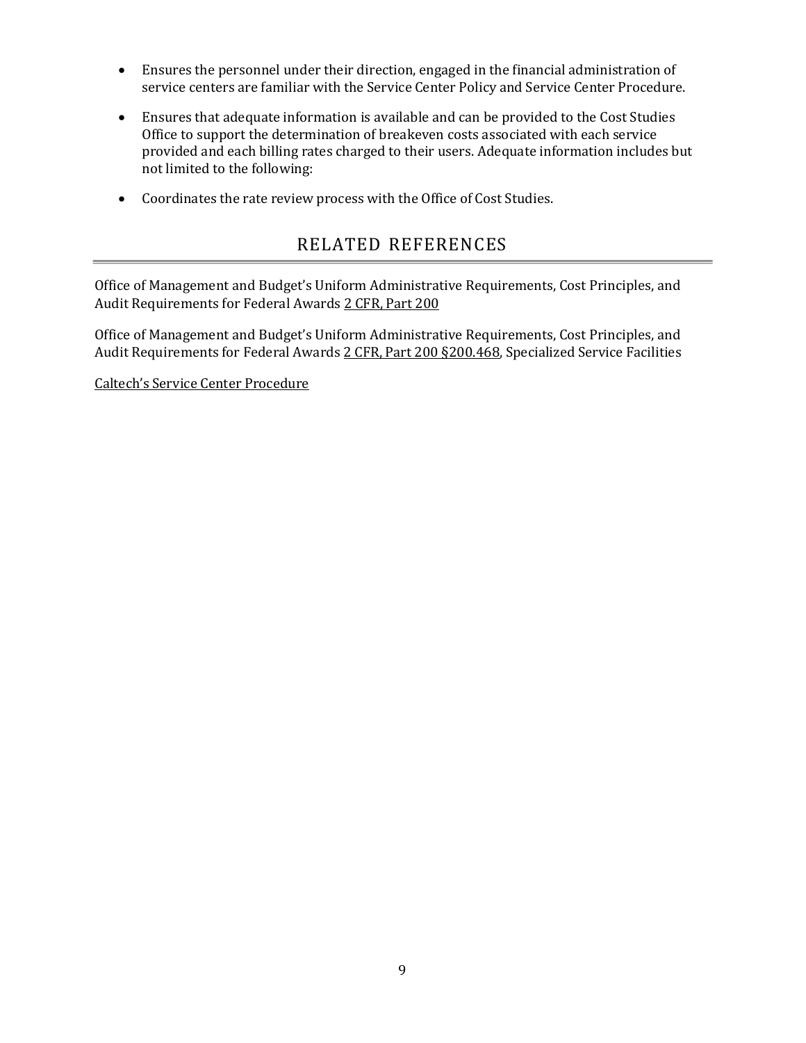- Ensures the personnel under their direction, engaged in the financial administration of service centers are familiar with the Service Center Policy and Service Center Procedure.
- Ensures that adequate information is available and can be provided to the Cost Studies Office to support the determination of breakeven costs associated with each service provided and each billing rates charged to their users. Adequate information includes but not limited to the following:
- Coordinates the rate review process with the Office of Cost Studies.

## RELATED REFERENCES

Office of Management and Budget's Uniform Administrative Requirements, Cost Principles, and Audit Requirements for Federal Awards 2 CFR, Part 200

Office of Management and Budget's Uniform Administrative Requirements, Cost Principles, and Audit Requirements for Federal Awards 2 CFR, Part 200 §200.468, Specialized Service Facilities

Caltech's Service Center Procedure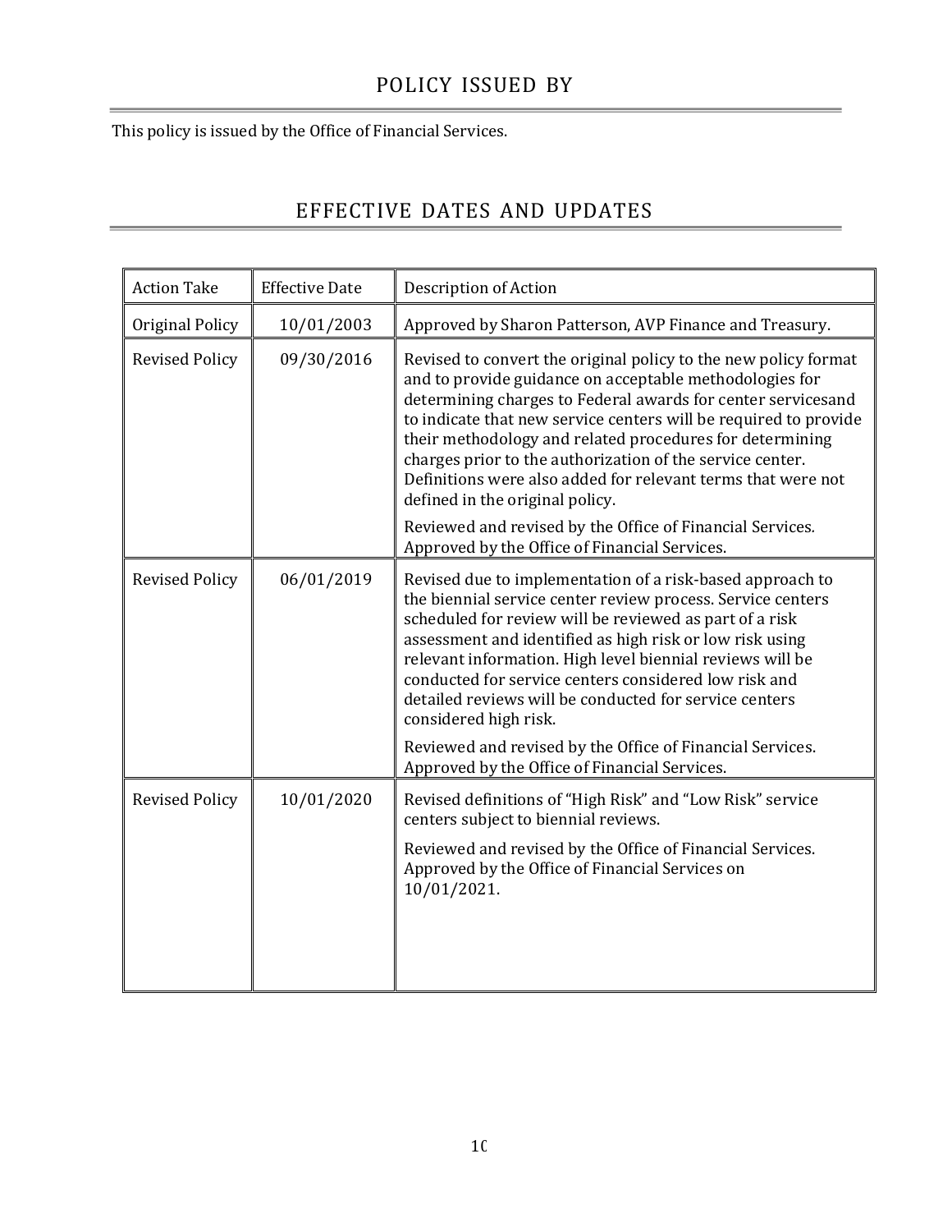## POLICY ISSUED BY

This policy is issued by the Office of Financial Services.

## EFFECTIVE DATES AND UPDATES

| Action Take | Effective Date | Description of Action |
| --- | --- | --- |
| Original Policy | 10/01/2003 | Approved by Sharon Patterson, AVP Finance and Treasury. |
| Revised Policy | 09/30/2016 | Revised to convert the original policy to the new policy format and to provide guidance on acceptable methodologies for determining charges to Federal awards for center servicesand to indicate that new service centers will be required to provide their methodology and related procedures for determining charges prior to the authorization of the service center. Definitions were also added for relevant terms that were not defined in the original policy.<br><br>Reviewed and revised by the Office of Financial Services. Approved by the Office of Financial Services. |
| Revised Policy | 06/01/2019 | Revised due to implementation of a risk-based approach to the biennial service center review process. Service centers scheduled for review will be reviewed as part of a risk assessment and identified as high risk or low risk using relevant information. High level biennial reviews will be conducted for service centers considered low risk and detailed reviews will be conducted for service centers considered high risk.<br><br>Reviewed and revised by the Office of Financial Services. Approved by the Office of Financial Services. |
| Revised Policy | 10/01/2020 | Revised definitions of "High Risk" and "Low Risk" service centers subject to biennial reviews.<br><br>Reviewed and revised by the Office of Financial Services. Approved by the Office of Financial Services on 10/01/2021. |